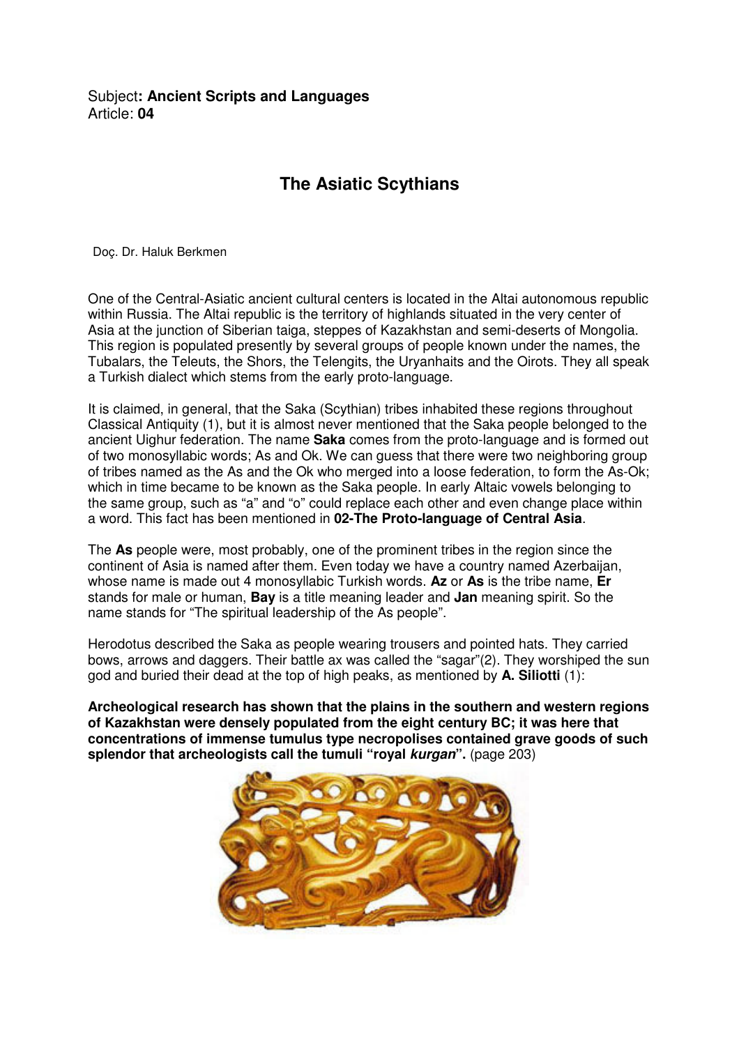Subject**: Ancient Scripts and Languages**
Article: **04**

# The Asiatic Scythians

Doç. Dr. Haluk Berkmen

One of the Central-Asiatic ancient cultural centers is located in the Altai autonomous republic within Russia. The Altai republic is the territory of highlands situated in the very center of Asia at the junction of Siberian taiga, steppes of Kazakhstan and semi-deserts of Mongolia. This region is populated presently by several groups of people known under the names, the Tubalars, the Teleuts, the Shors, the Telengits, the Uryanhaits and the Oirots. They all speak a Turkish dialect which stems from the early proto-language.

It is claimed, in general, that the Saka (Scythian) tribes inhabited these regions throughout Classical Antiquity (1), but it is almost never mentioned that the Saka people belonged to the ancient Uighur federation. The name **Saka** comes from the proto-language and is formed out of two monosyllabic words; As and Ok. We can guess that there were two neighboring group of tribes named as the As and the Ok who merged into a loose federation, to form the As-Ok; which in time became to be known as the Saka people. In early Altaic vowels belonging to the same group, such as "a" and "o" could replace each other and even change place within a word. This fact has been mentioned in **02-The Proto-language of Central Asia**.

The **As** people were, most probably, one of the prominent tribes in the region since the continent of Asia is named after them. Even today we have a country named Azerbaijan, whose name is made out 4 monosyllabic Turkish words. **Az** or **As** is the tribe name, **Er** stands for male or human, **Bay** is a title meaning leader and **Jan** meaning spirit. So the name stands for "The spiritual leadership of the As people".

Herodotus described the Saka as people wearing trousers and pointed hats. They carried bows, arrows and daggers. Their battle ax was called the "sagar"(2). They worshiped the sun god and buried their dead at the top of high peaks, as mentioned by **A. Siliotti** (1):

**Archeological research has shown that the plains in the southern and western regions of Kazakhstan were densely populated from the eight century BC; it was here that concentrations of immense tumulus type necropolises contained grave goods of such splendor that archeologists call the tumuli "royal *kurgan*".** (page 203)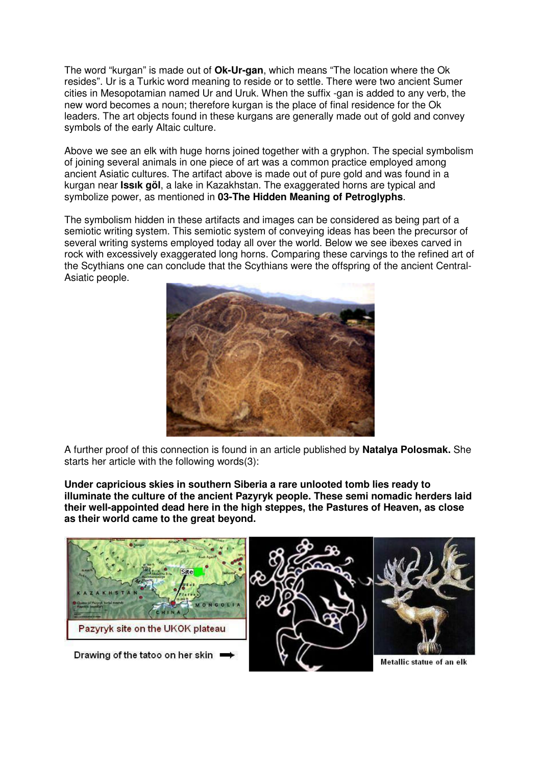The word "kurgan" is made out of **Ok-Ur-gan**, which means "The location where the Ok resides". Ur is a Turkic word meaning to reside or to settle. There were two ancient Sumer cities in Mesopotamian named Ur and Uruk. When the suffix -gan is added to any verb, the new word becomes a noun; therefore kurgan is the place of final residence for the Ok leaders. The art objects found in these kurgans are generally made out of gold and convey symbols of the early Altaic culture.

Above we see an elk with huge horns joined together with a gryphon. The special symbolism of joining several animals in one piece of art was a common practice employed among ancient Asiatic cultures. The artifact above is made out of pure gold and was found in a kurgan near **Issık göl**, a lake in Kazakhstan. The exaggerated horns are typical and symbolize power, as mentioned in **03-The Hidden Meaning of Petroglyphs**.

The symbolism hidden in these artifacts and images can be considered as being part of a semiotic writing system. This semiotic system of conveying ideas has been the precursor of several writing systems employed today all over the world. Below we see ibexes carved in rock with excessively exaggerated long horns. Comparing these carvings to the refined art of the Scythians one can conclude that the Scythians were the offspring of the ancient Central-Asiatic people.

A further proof of this connection is found in an article published by **Natalya Polosmak.** She starts her article with the following words(3):

**Under capricious skies in southern Siberia a rare unlooted tomb lies ready to illuminate the culture of the ancient Pazyryk people. These semi nomadic herders laid their well-appointed dead here in the high steppes, the Pastures of Heaven, as close as their world came to the great beyond.**

Pazyryk site on the UKOK plateau

Drawing of the tatoo on her skin ➡

Metallic statue of an elk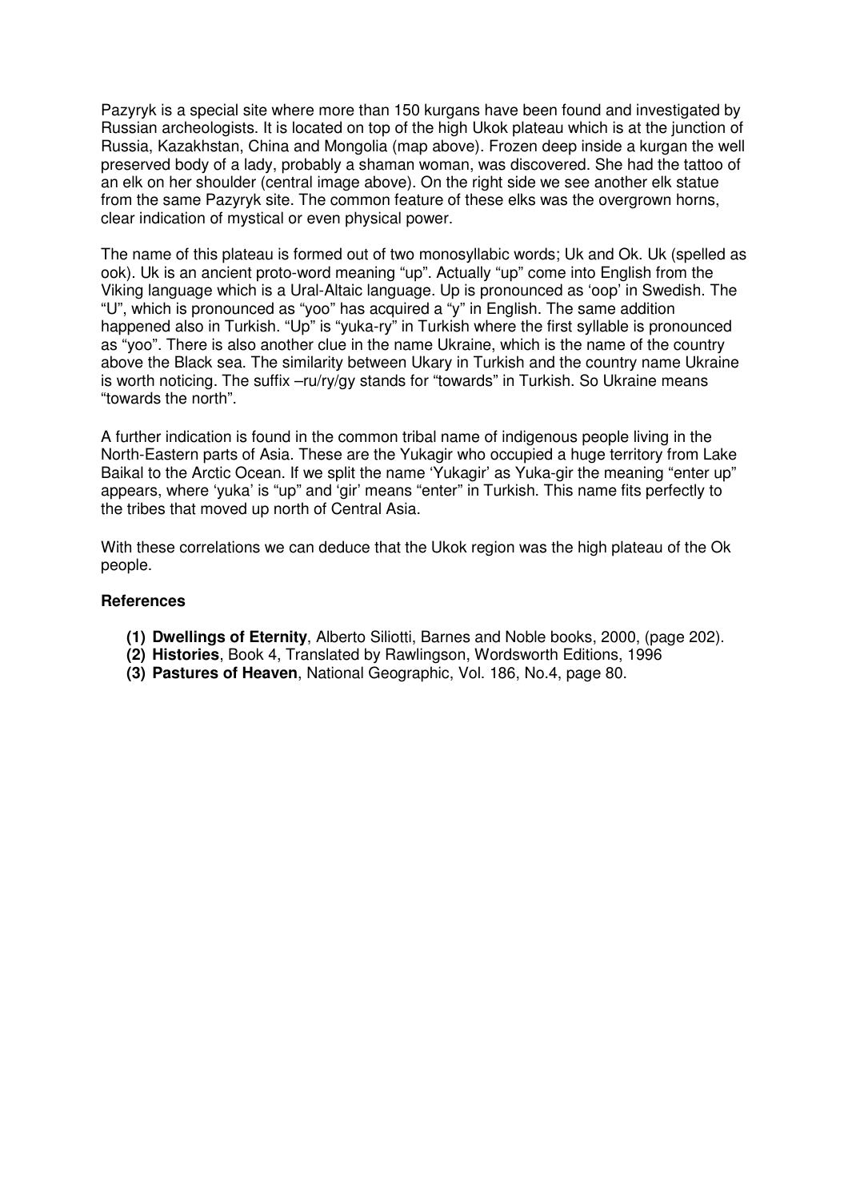Pazyryk is a special site where more than 150 kurgans have been found and investigated by Russian archeologists. It is located on top of the high Ukok plateau which is at the junction of Russia, Kazakhstan, China and Mongolia (map above). Frozen deep inside a kurgan the well preserved body of a lady, probably a shaman woman, was discovered. She had the tattoo of an elk on her shoulder (central image above). On the right side we see another elk statue from the same Pazyryk site. The common feature of these elks was the overgrown horns, clear indication of mystical or even physical power.

The name of this plateau is formed out of two monosyllabic words; Uk and Ok. Uk (spelled as ook). Uk is an ancient proto-word meaning “up”. Actually “up” come into English from the Viking language which is a Ural-Altaic language. Up is pronounced as ‘oop’ in Swedish. The “U”, which is pronounced as “yoo” has acquired a “y” in English. The same addition happened also in Turkish. “Up” is “yuka-ry” in Turkish where the first syllable is pronounced as “yoo”. There is also another clue in the name Ukraine, which is the name of the country above the Black sea. The similarity between Ukary in Turkish and the country name Ukraine is worth noticing. The suffix –ru/ry/gy stands for “towards” in Turkish. So Ukraine means “towards the north”.

A further indication is found in the common tribal name of indigenous people living in the North-Eastern parts of Asia. These are the Yukagir who occupied a huge territory from Lake Baikal to the Arctic Ocean. If we split the name ‘Yukagir’ as Yuka-gir the meaning “enter up” appears, where ‘yuka’ is “up” and ‘gir’ means “enter” in Turkish. This name fits perfectly to the tribes that moved up north of Central Asia.

With these correlations we can deduce that the Ukok region was the high plateau of the Ok people.

**References**

1. **Dwellings of Eternity**, Alberto Siliotti, Barnes and Noble books, 2000, (page 202).
2. **Histories**, Book 4, Translated by Rawlingson, Wordsworth Editions, 1996
3. **Pastures of Heaven**, National Geographic, Vol. 186, No.4, page 80.